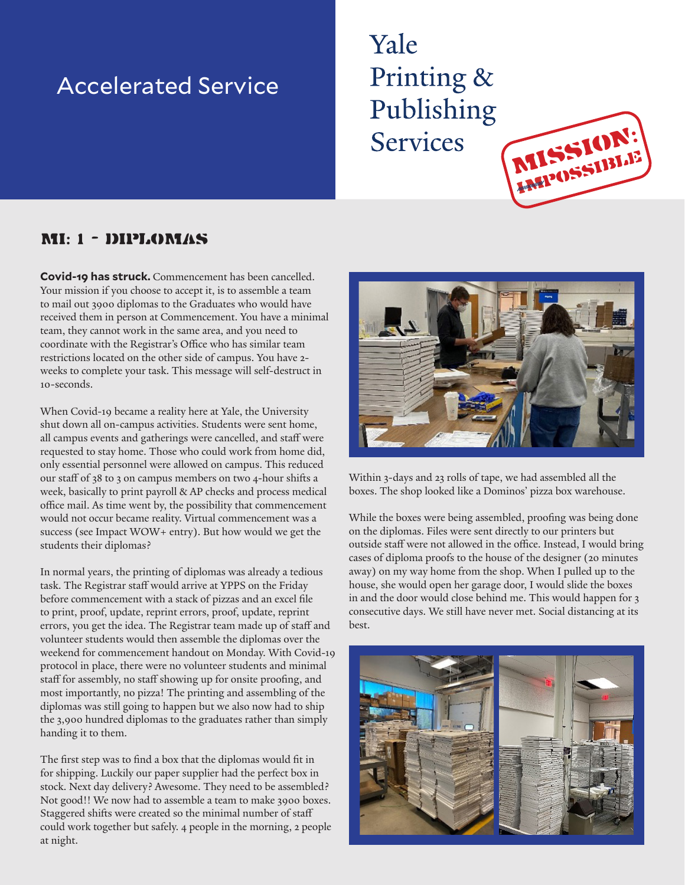# Accelerated Service

# Yale Printing & Publishing Services

MISSION: IMPOSSIBLE

## MI: 1 - DIPLOMAS

**Covid-19 has struck.** Commencement has been cancelled. Your mission if you choose to accept it, is to assemble a team to mail out 3900 diplomas to the Graduates who would have received them in person at Commencement. You have a minimal team, they cannot work in the same area, and you need to coordinate with the Registrar's Office who has similar team restrictions located on the other side of campus. You have 2-weeks to complete your task. This message will self-destruct in 10-seconds.

When Covid-19 became a reality here at Yale, the University shut down all on-campus activities. Students were sent home, all campus events and gatherings were cancelled, and staff were requested to stay home. Those who could work from home did, only essential personnel were allowed on campus. This reduced our staff of 38 to 3 on campus members on two 4-hour shifts a week, basically to print payroll & AP checks and process medical office mail. As time went by, the possibility that commencement would not occur became reality. Virtual commencement was a success (see Impact WOW+ entry). But how would we get the students their diplomas?

In normal years, the printing of diplomas was already a tedious task. The Registrar staff would arrive at YPPS on the Friday before commencement with a stack of pizzas and an excel file to print, proof, update, reprint errors, proof, update, reprint errors, you get the idea. The Registrar team made up of staff and volunteer students would then assemble the diplomas over the weekend for commencement handout on Monday. With Covid-19 protocol in place, there were no volunteer students and minimal staff for assembly, no staff showing up for onsite proofing, and most importantly, no pizza! The printing and assembling of the diplomas was still going to happen but we also now had to ship the 3,900 hundred diplomas to the graduates rather than simply handing it to them.

The first step was to find a box that the diplomas would fit in for shipping. Luckily our paper supplier had the perfect box in stock. Next day delivery? Awesome. They need to be assembled? Not good!! We now had to assemble a team to make 3900 boxes. Staggered shifts were created so the minimal number of staff could work together but safely. 4 people in the morning, 2 people at night.

Within 3-days and 23 rolls of tape, we had assembled all the boxes. The shop looked like a Dominos' pizza box warehouse.

While the boxes were being assembled, proofing was being done on the diplomas. Files were sent directly to our printers but outside staff were not allowed in the office. Instead, I would bring cases of diploma proofs to the house of the designer (20 minutes away) on my way home from the shop. When I pulled up to the house, she would open her garage door, I would slide the boxes in and the door would close behind me. This would happen for 3 consecutive days. We still have never met. Social distancing at its best.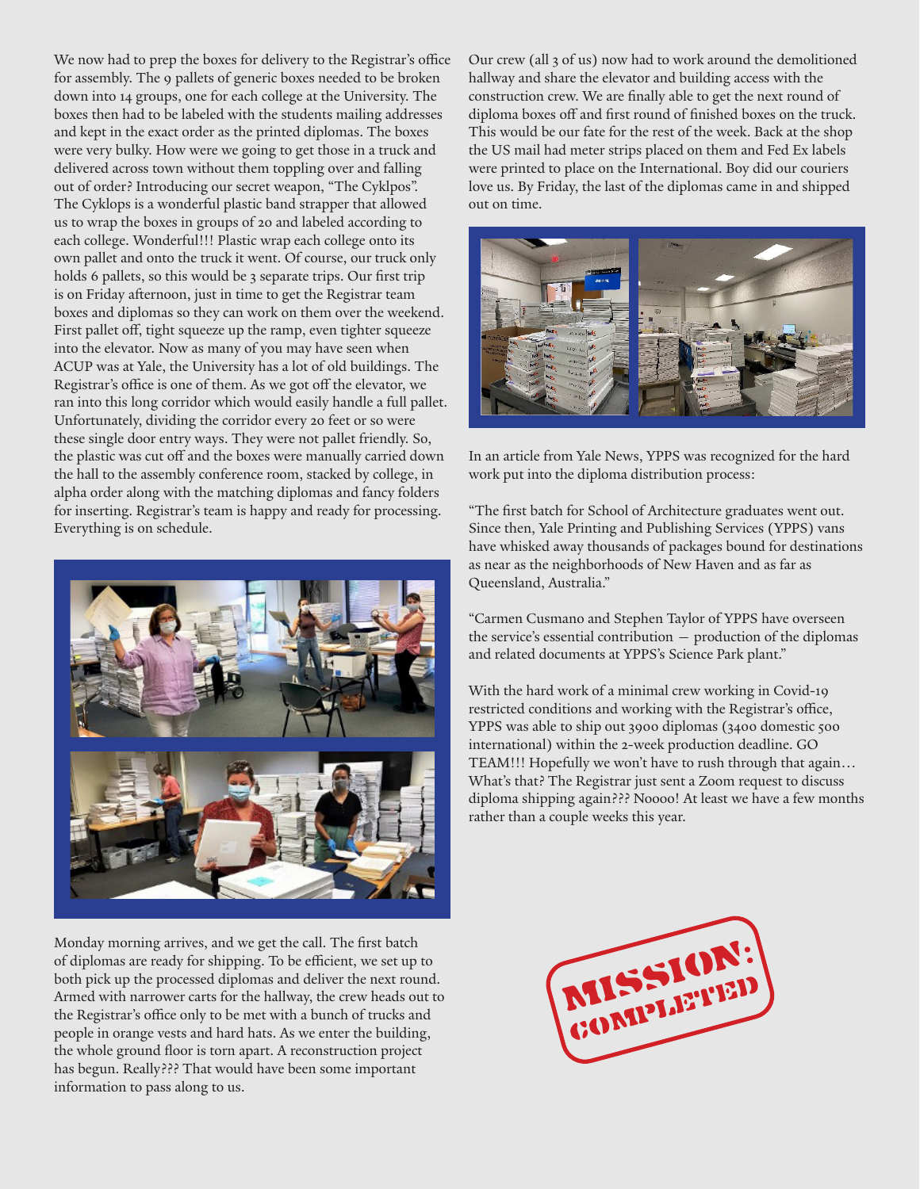We now had to prep the boxes for delivery to the Registrar's office for assembly. The 9 pallets of generic boxes needed to be broken down into 14 groups, one for each college at the University. The boxes then had to be labeled with the students mailing addresses and kept in the exact order as the printed diplomas. The boxes were very bulky. How were we going to get those in a truck and delivered across town without them toppling over and falling out of order? Introducing our secret weapon, "The Cyklpos". The Cyklops is a wonderful plastic band strapper that allowed us to wrap the boxes in groups of 20 and labeled according to each college. Wonderful!!! Plastic wrap each college onto its own pallet and onto the truck it went. Of course, our truck only holds 6 pallets, so this would be 3 separate trips. Our first trip is on Friday afternoon, just in time to get the Registrar team boxes and diplomas so they can work on them over the weekend. First pallet off, tight squeeze up the ramp, even tighter squeeze into the elevator. Now as many of you may have seen when ACUP was at Yale, the University has a lot of old buildings. The Registrar's office is one of them. As we got off the elevator, we ran into this long corridor which would easily handle a full pallet. Unfortunately, dividing the corridor every 20 feet or so were these single door entry ways. They were not pallet friendly. So, the plastic was cut off and the boxes were manually carried down the hall to the assembly conference room, stacked by college, in alpha order along with the matching diplomas and fancy folders for inserting. Registrar's team is happy and ready for processing. Everything is on schedule.

Monday morning arrives, and we get the call. The first batch of diplomas are ready for shipping. To be efficient, we set up to both pick up the processed diplomas and deliver the next round. Armed with narrower carts for the hallway, the crew heads out to the Registrar's office only to be met with a bunch of trucks and people in orange vests and hard hats. As we enter the building, the whole ground floor is torn apart. A reconstruction project has begun. Really??? That would have been some important information to pass along to us.

Our crew (all 3 of us) now had to work around the demolitioned hallway and share the elevator and building access with the construction crew. We are finally able to get the next round of diploma boxes off and first round of finished boxes on the truck. This would be our fate for the rest of the week. Back at the shop the US mail had meter strips placed on them and Fed Ex labels were printed to place on the International. Boy did our couriers love us. By Friday, the last of the diplomas came in and shipped out on time.

In an article from Yale News, YPPS was recognized for the hard work put into the diploma distribution process:

"The first batch for School of Architecture graduates went out. Since then, Yale Printing and Publishing Services (YPPS) vans have whisked away thousands of packages bound for destinations as near as the neighborhoods of New Haven and as far as Queensland, Australia."

"Carmen Cusmano and Stephen Taylor of YPPS have overseen the service's essential contribution — production of the diplomas and related documents at YPPS's Science Park plant."

With the hard work of a minimal crew working in Covid-19 restricted conditions and working with the Registrar's office, YPPS was able to ship out 3900 diplomas (3400 domestic 500 international) within the 2-week production deadline. GO TEAM!!! Hopefully we won't have to rush through that again… What's that? The Registrar just sent a Zoom request to discuss diploma shipping again??? Noooo! At least we have a few months rather than a couple weeks this year.

MISSION: COMPLETED